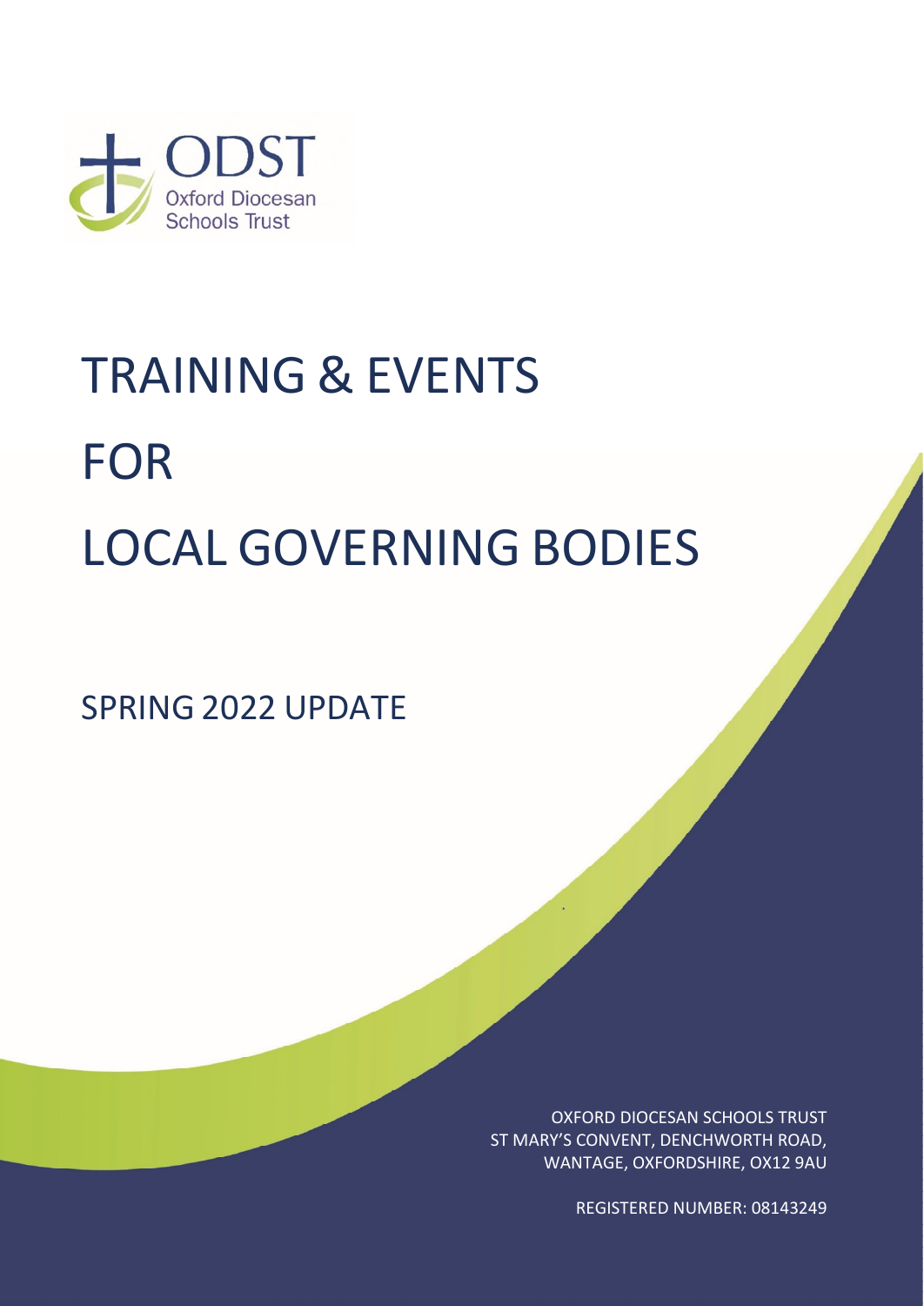ODST

Oxford Diocesan Schools Trust

# TRAINING & EVENTS FOR LOCAL GOVERNING BODIES

## SPRING 2022 UPDATE

OXFORD DIOCESAN SCHOOLS TRUST
ST MARY'S CONVENT, DENCHWORTH ROAD,
WANTAGE, OXFORDSHIRE, OX12 9AU

REGISTERED NUMBER: 08143249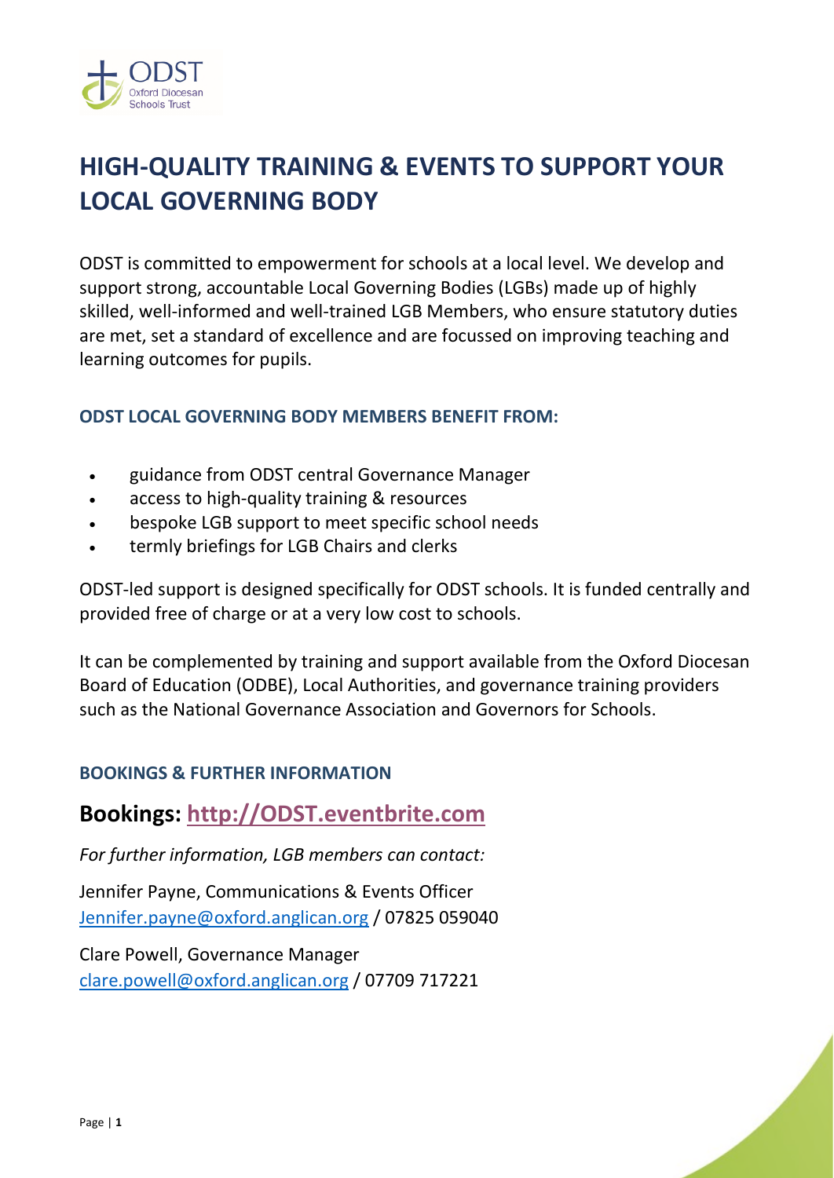# HIGH-QUALITY TRAINING & EVENTS TO SUPPORT YOUR LOCAL GOVERNING BODY

ODST is committed to empowerment for schools at a local level. We develop and support strong, accountable Local Governing Bodies (LGBs) made up of highly skilled, well-informed and well-trained LGB Members, who ensure statutory duties are met, set a standard of excellence and are focussed on improving teaching and learning outcomes for pupils.

### ODST LOCAL GOVERNING BODY MEMBERS BENEFIT FROM:

- guidance from ODST central Governance Manager
- access to high-quality training & resources
- bespoke LGB support to meet specific school needs
- termly briefings for LGB Chairs and clerks

ODST-led support is designed specifically for ODST schools. It is funded centrally and provided free of charge or at a very low cost to schools.

It can be complemented by training and support available from the Oxford Diocesan Board of Education (ODBE), Local Authorities, and governance training providers such as the National Governance Association and Governors for Schools.

### BOOKINGS & FURTHER INFORMATION

## Bookings: http://ODST.eventbrite.com

*For further information, LGB members can contact:*

Jennifer Payne, Communications & Events Officer
Jennifer.payne@oxford.anglican.org / 07825 059040

Clare Powell, Governance Manager
clare.powell@oxford.anglican.org / 07709 717221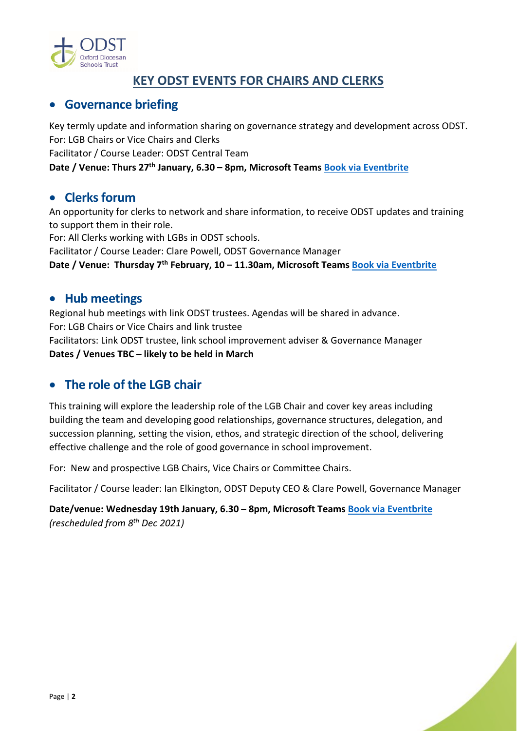# KEY ODST EVENTS FOR CHAIRS AND CLERKS

## Governance briefing

Key termly update and information sharing on governance strategy and development across ODST.
For: LGB Chairs or Vice Chairs and Clerks
Facilitator / Course Leader: ODST Central Team
**Date / Venue: Thurs 27th January, 6.30 – 8pm, Microsoft Teams [Book via Eventbrite]**

## Clerks forum

An opportunity for clerks to network and share information, to receive ODST updates and training to support them in their role.
For: All Clerks working with LGBs in ODST schools.
Facilitator / Course Leader: Clare Powell, ODST Governance Manager
**Date / Venue: Thursday 7th February, 10 – 11.30am, Microsoft Teams [Book via Eventbrite]**

## Hub meetings

Regional hub meetings with link ODST trustees. Agendas will be shared in advance.
For: LGB Chairs or Vice Chairs and link trustee
Facilitators: Link ODST trustee, link school improvement adviser & Governance Manager
**Dates / Venues TBC – likely to be held in March**

## The role of the LGB chair

This training will explore the leadership role of the LGB Chair and cover key areas including building the team and developing good relationships, governance structures, delegation, and succession planning, setting the vision, ethos, and strategic direction of the school, delivering effective challenge and the role of good governance in school improvement.

For: New and prospective LGB Chairs, Vice Chairs or Committee Chairs.

Facilitator / Course leader: Ian Elkington, ODST Deputy CEO & Clare Powell, Governance Manager

**Date/venue: Wednesday 19th January, 6.30 – 8pm, Microsoft Teams [Book via Eventbrite]**
*(rescheduled from 8th Dec 2021)*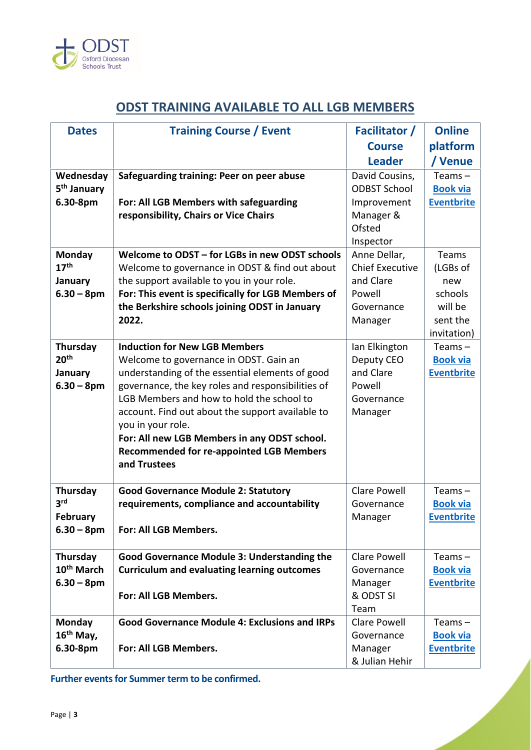## ODST TRAINING AVAILABLE TO ALL LGB MEMBERS

| Dates | Training Course / Event | Facilitator / Course Leader | Online platform / Venue |
|---|---|---|---|
| **Wednesday 5th January 6.30-8pm** | **Safeguarding training: Peer on peer abuse**<br><br>**For: All LGB Members with safeguarding responsibility, Chairs or Vice Chairs** | David Cousins, ODBST School Improvement Manager & Ofsted Inspector | Teams – **Book via Eventbrite** |
| **Monday 17th January 6.30 – 8pm** | **Welcome to ODST – for LGBs in new ODST schools**<br>Welcome to governance in ODST & find out about the support available to you in your role.<br>**For: This event is specifically for LGB Members of the Berkshire schools joining ODST in January 2022.** | Anne Dellar, Chief Executive and Clare Powell Governance Manager | Teams (LGBs of new schools will be sent the invitation) |
| **Thursday 20th January 6.30 – 8pm** | **Induction for New LGB Members**<br>Welcome to governance in ODST. Gain an understanding of the essential elements of good governance, the key roles and responsibilities of LGB Members and how to hold the school to account. Find out about the support available to you in your role.<br>**For: All new LGB Members in any ODST school. Recommended for re-appointed LGB Members and Trustees** | Ian Elkington Deputy CEO and Clare Powell Governance Manager | Teams – **Book via Eventbrite** |
| **Thursday 3rd February 6.30 – 8pm** | **Good Governance Module 2: Statutory requirements, compliance and accountability**<br><br>**For: All LGB Members.** | Clare Powell Governance Manager | Teams – **Book via Eventbrite** |
| **Thursday 10th March 6.30 – 8pm** | **Good Governance Module 3: Understanding the Curriculum and evaluating learning outcomes**<br><br>**For: All LGB Members.** | Clare Powell Governance Manager & ODST SI Team | Teams – **Book via Eventbrite** |
| **Monday 16th May, 6.30-8pm** | **Good Governance Module 4: Exclusions and IRPs**<br><br>**For: All LGB Members.** | Clare Powell Governance Manager & Julian Hehir | Teams – **Book via Eventbrite** |

**Further events for Summer term to be confirmed.**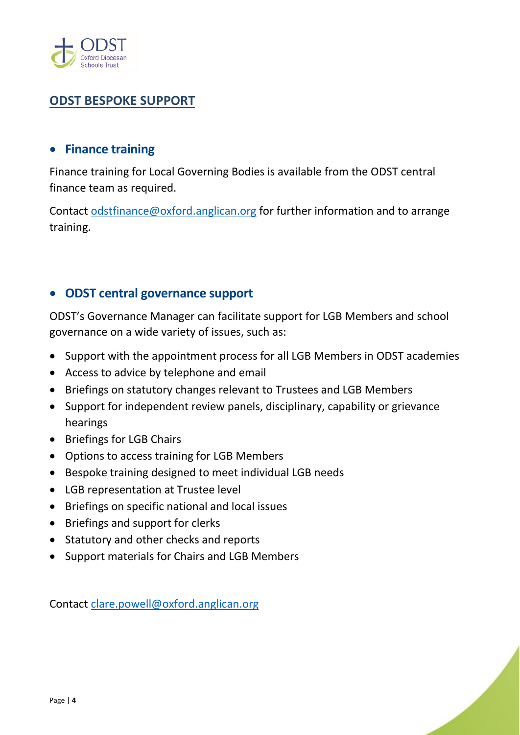## ODST BESPOKE SUPPORT

- **Finance training**

Finance training for Local Governing Bodies is available from the ODST central finance team as required.

Contact odstfinance@oxford.anglican.org for further information and to arrange training.

- **ODST central governance support**

ODST's Governance Manager can facilitate support for LGB Members and school governance on a wide variety of issues, such as:

- Support with the appointment process for all LGB Members in ODST academies
- Access to advice by telephone and email
- Briefings on statutory changes relevant to Trustees and LGB Members
- Support for independent review panels, disciplinary, capability or grievance hearings
- Briefings for LGB Chairs
- Options to access training for LGB Members
- Bespoke training designed to meet individual LGB needs
- LGB representation at Trustee level
- Briefings on specific national and local issues
- Briefings and support for clerks
- Statutory and other checks and reports
- Support materials for Chairs and LGB Members

Contact clare.powell@oxford.anglican.org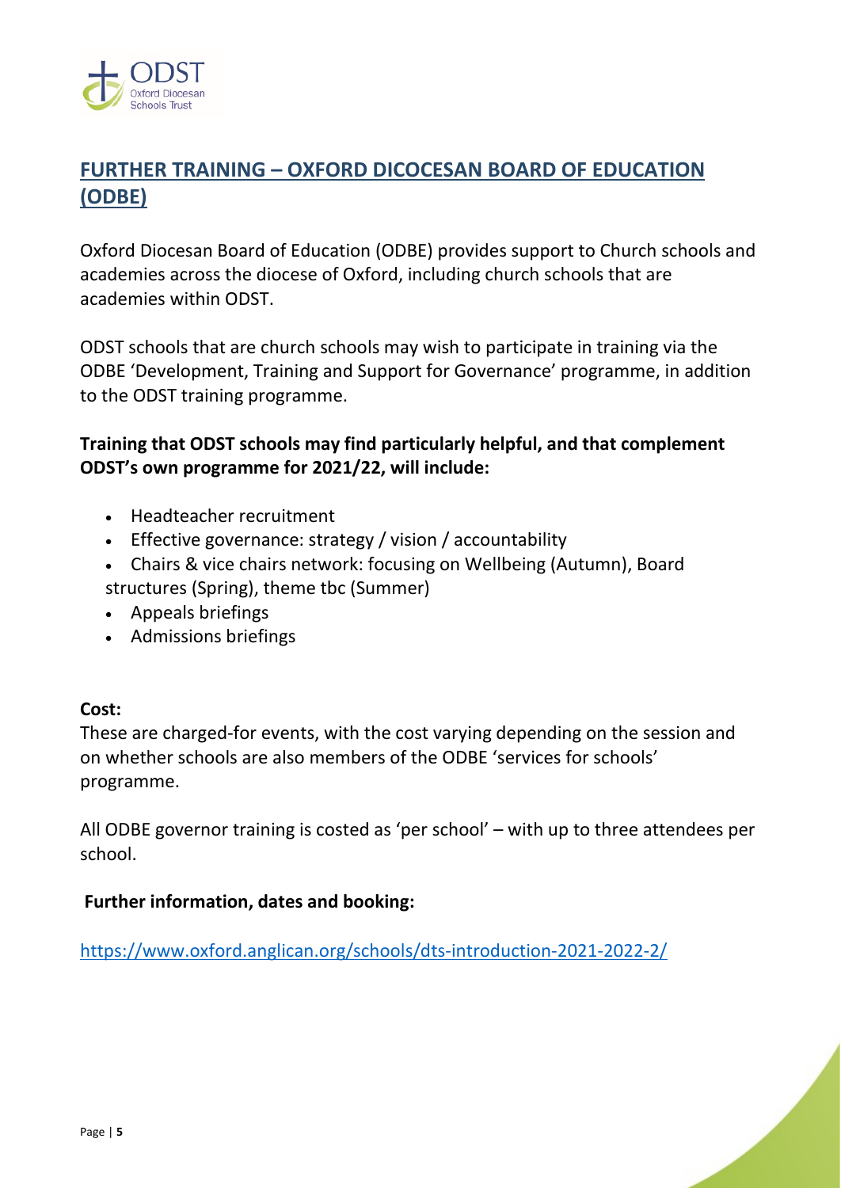## FURTHER TRAINING – OXFORD DICOCESAN BOARD OF EDUCATION (ODBE)

Oxford Diocesan Board of Education (ODBE) provides support to Church schools and academies across the diocese of Oxford, including church schools that are academies within ODST.

ODST schools that are church schools may wish to participate in training via the ODBE 'Development, Training and Support for Governance' programme, in addition to the ODST training programme.

**Training that ODST schools may find particularly helpful, and that complement ODST's own programme for 2021/22, will include:**

- Headteacher recruitment
- Effective governance: strategy / vision / accountability
- Chairs & vice chairs network: focusing on Wellbeing (Autumn), Board structures (Spring), theme tbc (Summer)
- Appeals briefings
- Admissions briefings

**Cost:**
These are charged-for events, with the cost varying depending on the session and on whether schools are also members of the ODBE 'services for schools' programme.

All ODBE governor training is costed as 'per school' – with up to three attendees per school.

**Further information, dates and booking:**

https://www.oxford.anglican.org/schools/dts-introduction-2021-2022-2/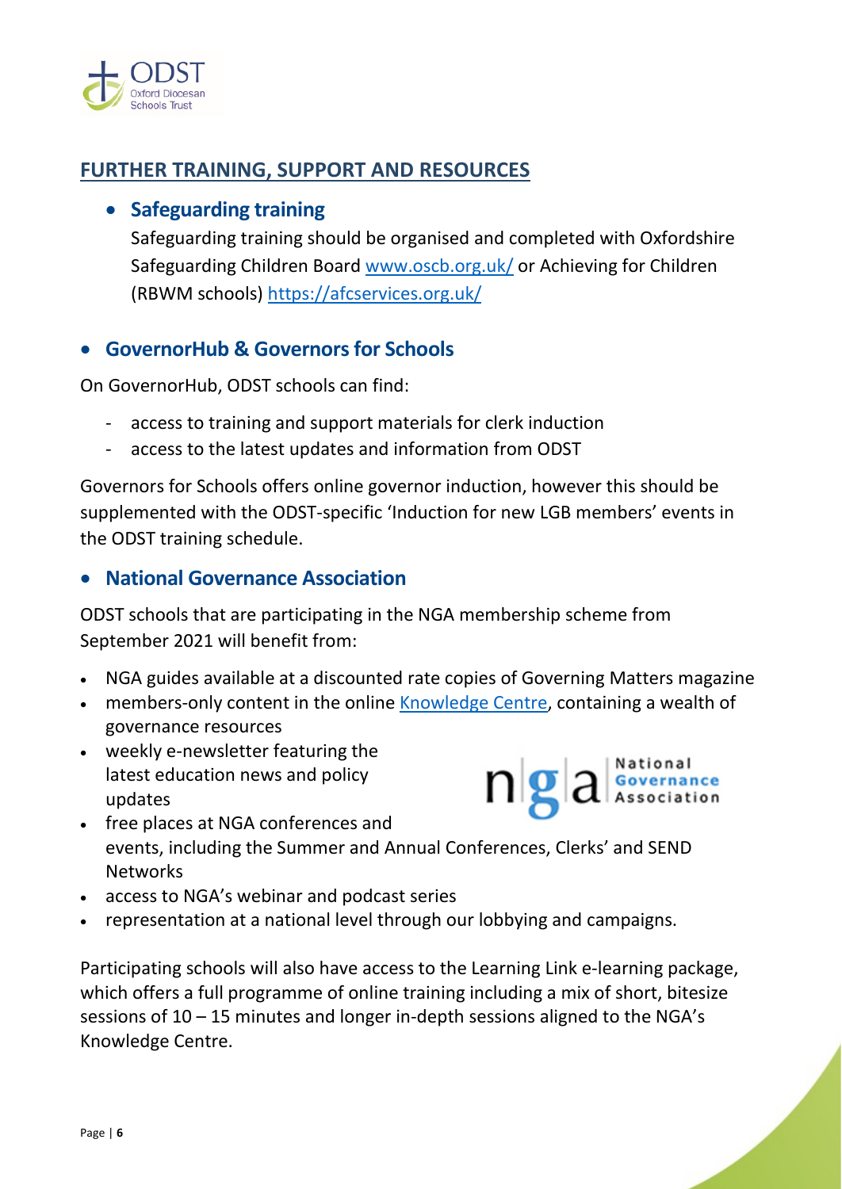## FURTHER TRAINING, SUPPORT AND RESOURCES

- **Safeguarding training**

  Safeguarding training should be organised and completed with Oxfordshire Safeguarding Children Board www.oscb.org.uk/ or Achieving for Children (RBWM schools) https://afcservices.org.uk/

- **GovernorHub & Governors for Schools**

On GovernorHub, ODST schools can find:

- access to training and support materials for clerk induction
- access to the latest updates and information from ODST

Governors for Schools offers online governor induction, however this should be supplemented with the ODST-specific 'Induction for new LGB members' events in the ODST training schedule.

- **National Governance Association**

ODST schools that are participating in the NGA membership scheme from September 2021 will benefit from:

- NGA guides available at a discounted rate copies of Governing Matters magazine
- members-only content in the online Knowledge Centre, containing a wealth of governance resources
- weekly e-newsletter featuring the latest education news and policy updates
- free places at NGA conferences and events, including the Summer and Annual Conferences, Clerks' and SEND Networks
- access to NGA's webinar and podcast series
- representation at a national level through our lobbying and campaigns.

Participating schools will also have access to the Learning Link e-learning package, which offers a full programme of online training including a mix of short, bitesize sessions of 10 – 15 minutes and longer in-depth sessions aligned to the NGA's Knowledge Centre.